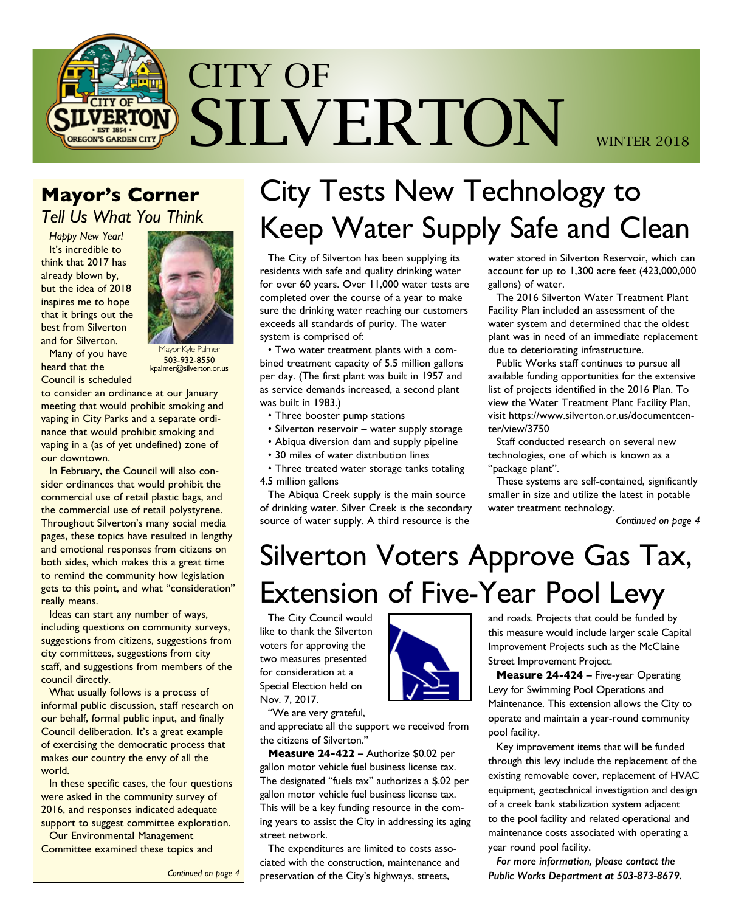# CITY OF SILVERTON

WINTER 2018

## Mayor's Corner

*Tell Us What You Think*

*Happy New Year!*

It's incredible to think that 2017 has already blown by, but the idea of 2018 inspires me to hope that it brings out the best from Silverton and for Silverton.

Mayor Kyle Palmer
503-932-8550
kpalmer@silverton.or.us

Many of you have heard that the Council is scheduled to consider an ordinance at our January meeting that would prohibit smoking and vaping in City Parks and a separate ordinance that would prohibit smoking and vaping in a (as of yet undefined) zone of our downtown.

In February, the Council will also consider ordinances that would prohibit the commercial use of retail plastic bags, and the commercial use of retail polystyrene. Throughout Silverton's many social media pages, these topics have resulted in lengthy and emotional responses from citizens on both sides, which makes this a great time to remind the community how legislation gets to this point, and what "consideration" really means.

Ideas can start any number of ways, including questions on community surveys, suggestions from citizens, suggestions from city committees, suggestions from city staff, and suggestions from members of the council directly.

What usually follows is a process of informal public discussion, staff research on our behalf, formal public input, and finally Council deliberation. It's a great example of exercising the democratic process that makes our country the envy of all the world.

In these specific cases, the four questions were asked in the community survey of 2016, and responses indicated adequate support to suggest committee exploration. Our Environmental Management Committee examined these topics and

*Continued on page 4*

# City Tests New Technology to Keep Water Supply Safe and Clean

The City of Silverton has been supplying its residents with safe and quality drinking water for over 60 years. Over 11,000 water tests are completed over the course of a year to make sure the drinking water reaching our customers exceeds all standards of purity. The water system is comprised of:

- Two water treatment plants with a combined treatment capacity of 5.5 million gallons per day. (The first plant was built in 1957 and as service demands increased, a second plant was built in 1983.)
- Three booster pump stations
- Silverton reservoir – water supply storage
- Abiqua diversion dam and supply pipeline
- 30 miles of water distribution lines
- Three treated water storage tanks totaling 4.5 million gallons

The Abiqua Creek supply is the main source of drinking water. Silver Creek is the secondary source of water supply. A third resource is the water stored in Silverton Reservoir, which can account for up to 1,300 acre feet (423,000,000 gallons) of water.

The 2016 Silverton Water Treatment Plant Facility Plan included an assessment of the water system and determined that the oldest plant was in need of an immediate replacement due to deteriorating infrastructure.

Public Works staff continues to pursue all available funding opportunities for the extensive list of projects identified in the 2016 Plan. To view the Water Treatment Plant Facility Plan, visit https://www.silverton.or.us/documentcenter/view/3750

Staff conducted research on several new technologies, one of which is known as a "package plant".

These systems are self-contained, significantly smaller in size and utilize the latest in potable water treatment technology.

*Continued on page 4*

# Silverton Voters Approve Gas Tax, Extension of Five-Year Pool Levy

The City Council would like to thank the Silverton voters for approving the two measures presented for consideration at a Special Election held on Nov. 7, 2017.

"We are very grateful, and appreciate all the support we received from the citizens of Silverton."

**Measure 24-422 –** Authorize $0.02 per gallon motor vehicle fuel business license tax. The designated "fuels tax" authorizes a $.02 per gallon motor vehicle fuel business license tax. This will be a key funding resource in the coming years to assist the City in addressing its aging street network.

The expenditures are limited to costs associated with the construction, maintenance and preservation of the City's highways, streets, and roads. Projects that could be funded by this measure would include larger scale Capital Improvement Projects such as the McClaine Street Improvement Project.

**Measure 24-424 –** Five-year Operating Levy for Swimming Pool Operations and Maintenance. This extension allows the City to operate and maintain a year-round community pool facility.

Key improvement items that will be funded through this levy include the replacement of the existing removable cover, replacement of HVAC equipment, geotechnical investigation and design of a creek bank stabilization system adjacent to the pool facility and related operational and maintenance costs associated with operating a year round pool facility.

***For more information, please contact the Public Works Department at 503-873-8679.***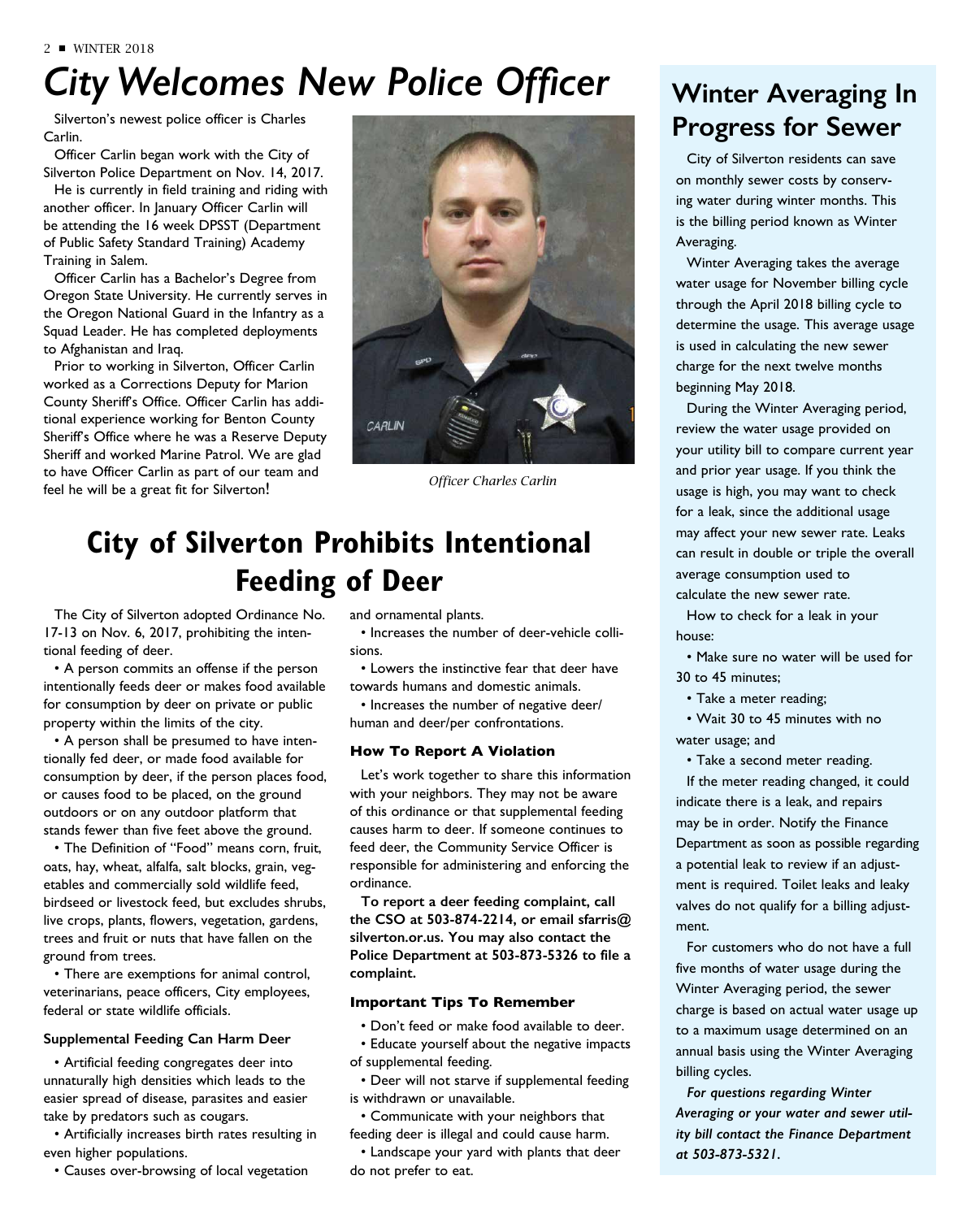# City Welcomes New Police Officer

Silverton's newest police officer is Charles Carlin.

Officer Carlin began work with the City of Silverton Police Department on Nov. 14, 2017.

He is currently in field training and riding with another officer. In January Officer Carlin will be attending the 16 week DPSST (Department of Public Safety Standard Training) Academy Training in Salem.

Officer Carlin has a Bachelor's Degree from Oregon State University. He currently serves in the Oregon National Guard in the Infantry as a Squad Leader. He has completed deployments to Afghanistan and Iraq.

Prior to working in Silverton, Officer Carlin worked as a Corrections Deputy for Marion County Sheriff's Office. Officer Carlin has additional experience working for Benton County Sheriff's Office where he was a Reserve Deputy Sheriff and worked Marine Patrol. We are glad to have Officer Carlin as part of our team and feel he will be a great fit for Silverton!

*Officer Charles Carlin*

# City of Silverton Prohibits Intentional Feeding of Deer

The City of Silverton adopted Ordinance No. 17-13 on Nov. 6, 2017, prohibiting the intentional feeding of deer.

- A person commits an offense if the person intentionally feeds deer or makes food available for consumption by deer on private or public property within the limits of the city.
- A person shall be presumed to have intentionally fed deer, or made food available for consumption by deer, if the person places food, or causes food to be placed, on the ground outdoors or on any outdoor platform that stands fewer than five feet above the ground.
- The Definition of "Food" means corn, fruit, oats, hay, wheat, alfalfa, salt blocks, grain, vegetables and commercially sold wildlife feed, birdseed or livestock feed, but excludes shrubs, live crops, plants, flowers, vegetation, gardens, trees and fruit or nuts that have fallen on the ground from trees.
- There are exemptions for animal control, veterinarians, peace officers, City employees, federal or state wildlife officials.

### Supplemental Feeding Can Harm Deer

- Artificial feeding congregates deer into unnaturally high densities which leads to the easier spread of disease, parasites and easier take by predators such as cougars.
- Artificially increases birth rates resulting in even higher populations.
- Causes over-browsing of local vegetation and ornamental plants.
- Increases the number of deer-vehicle collisions.
- Lowers the instinctive fear that deer have towards humans and domestic animals.
- Increases the number of negative deer/human and deer/per confrontations.

### How To Report A Violation

Let's work together to share this information with your neighbors. They may not be aware of this ordinance or that supplemental feeding causes harm to deer. If someone continues to feed deer, the Community Service Officer is responsible for administering and enforcing the ordinance.

**To report a deer feeding complaint, call the CSO at 503-874-2214, or email sfarris@silverton.or.us. You may also contact the Police Department at 503-873-5326 to file a complaint.**

### Important Tips To Remember

- Don't feed or make food available to deer.
- Educate yourself about the negative impacts of supplemental feeding.
- Deer will not starve if supplemental feeding is withdrawn or unavailable.
- Communicate with your neighbors that feeding deer is illegal and could cause harm.
- Landscape your yard with plants that deer do not prefer to eat.

## Winter Averaging In Progress for Sewer

City of Silverton residents can save on monthly sewer costs by conserving water during winter months. This is the billing period known as Winter Averaging.

Winter Averaging takes the average water usage for November billing cycle through the April 2018 billing cycle to determine the usage. This average usage is used in calculating the new sewer charge for the next twelve months beginning May 2018.

During the Winter Averaging period, review the water usage provided on your utility bill to compare current year and prior year usage. If you think the usage is high, you may want to check for a leak, since the additional usage may affect your new sewer rate. Leaks can result in double or triple the overall average consumption used to calculate the new sewer rate.

How to check for a leak in your house:

- Make sure no water will be used for 30 to 45 minutes;
- Take a meter reading;
- Wait 30 to 45 minutes with no water usage; and
- Take a second meter reading.

If the meter reading changed, it could indicate there is a leak, and repairs may be in order. Notify the Finance Department as soon as possible regarding a potential leak to review if an adjustment is required. Toilet leaks and leaky valves do not qualify for a billing adjustment.

For customers who do not have a full five months of water usage during the Winter Averaging period, the sewer charge is based on actual water usage up to a maximum usage determined on an annual basis using the Winter Averaging billing cycles.

***For questions regarding Winter Averaging or your water and sewer utility bill contact the Finance Department at 503-873-5321.***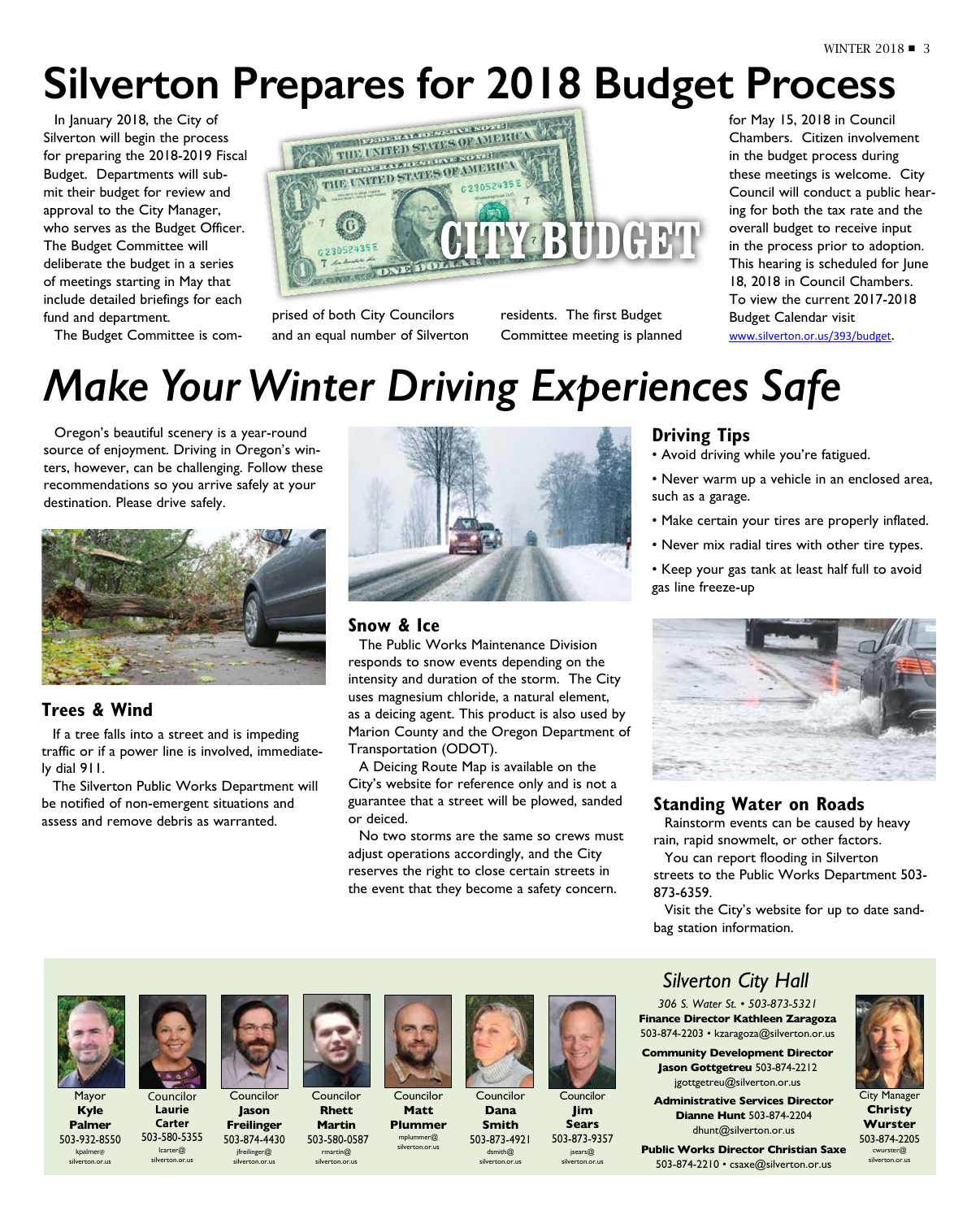# Silverton Prepares for 2018 Budget Process

In January 2018, the City of Silverton will begin the process for preparing the 2018-2019 Fiscal Budget. Departments will submit their budget for review and approval to the City Manager, who serves as the Budget Officer. The Budget Committee will deliberate the budget in a series of meetings starting in May that include detailed briefings for each fund and department.

The Budget Committee is comprised of both City Councilors and an equal number of Silverton residents. The first Budget Committee meeting is planned for May 15, 2018 in Council Chambers. Citizen involvement in the budget process during these meetings is welcome. City Council will conduct a public hearing for both the tax rate and the overall budget to receive input in the process prior to adoption. This hearing is scheduled for June 18, 2018 in Council Chambers. To view the current 2017-2018 Budget Calendar visit www.silverton.or.us/393/budget.

# *Make Your Winter Driving Experiences Safe*

Oregon's beautiful scenery is a year-round source of enjoyment. Driving in Oregon's winters, however, can be challenging. Follow these recommendations so you arrive safely at your destination. Please drive safely.

## Trees & Wind

If a tree falls into a street and is impeding traffic or if a power line is involved, immediately dial 911.

The Silverton Public Works Department will be notified of non-emergent situations and assess and remove debris as warranted.

## Snow & Ice

The Public Works Maintenance Division responds to snow events depending on the intensity and duration of the storm. The City uses magnesium chloride, a natural element, as a deicing agent. This product is also used by Marion County and the Oregon Department of Transportation (ODOT).

A Deicing Route Map is available on the City's website for reference only and is not a guarantee that a street will be plowed, sanded or deiced.

No two storms are the same so crews must adjust operations accordingly, and the City reserves the right to close certain streets in the event that they become a safety concern.

## Driving Tips

- Avoid driving while you're fatigued.
- Never warm up a vehicle in an enclosed area, such as a garage.
- Make certain your tires are properly inflated.
- Never mix radial tires with other tire types.
- Keep your gas tank at least half full to avoid gas line freeze-up

## Standing Water on Roads

Rainstorm events can be caused by heavy rain, rapid snowmelt, or other factors.

You can report flooding in Silverton streets to the Public Works Department 503-873-6359.

Visit the City's website for up to date sandbag station information.

---

Mayor **Kyle Palmer** 503-932-8550 kpalmer@silverton.or.us

Councilor **Laurie Carter** 503-580-5355 lcarter@silverton.or.us

Councilor **Jason Freilinger** 503-874-4430 jfreilinger@silverton.or.us

Councilor **Rhett Martin** 503-580-0587 rmartin@silverton.or.us

Councilor **Matt Plummer** mplummer@silverton.or.us

Councilor **Dana Smith** 503-873-4921 dsmith@silverton.or.us

Councilor **Jim Sears** 503-873-9357 jsears@silverton.or.us

## *Silverton City Hall*

*306 S. Water St. • 503-873-5321*

**Finance Director Kathleen Zaragoza** 503-874-2203 • kzaragoza@silverton.or.us

**Community Development Director Jason Gottgetreu** 503-874-2212 jgottgetreu@silverton.or.us

**Administrative Services Director Dianne Hunt** 503-874-2204 dhunt@silverton.or.us

**Public Works Director Christian Saxe** 503-874-2210 • csaxe@silverton.or.us

City Manager **Christy Wurster** 503-874-2205 cwurster@silverton.or.us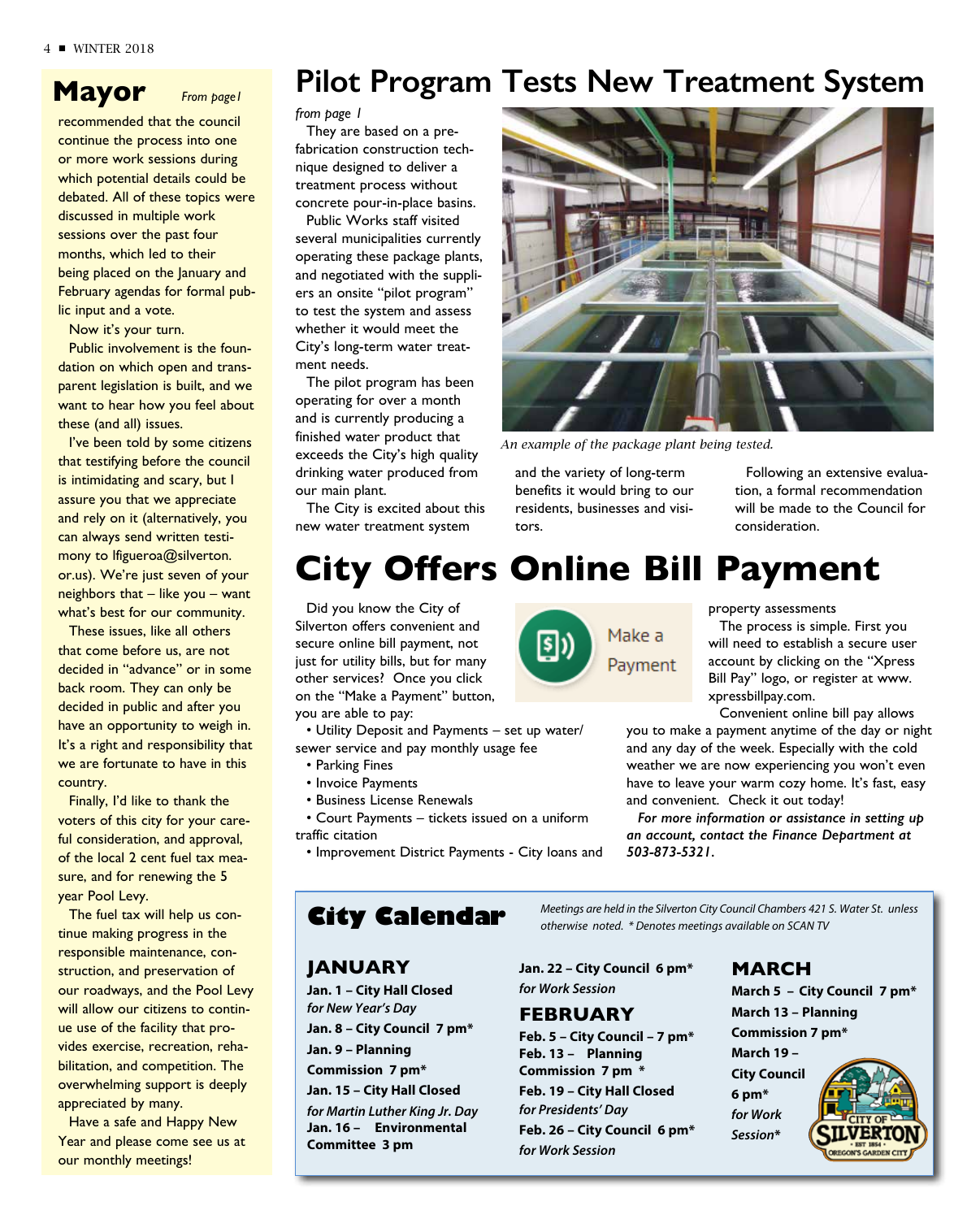## Mayor

*From page 1*

recommended that the council continue the process into one or more work sessions during which potential details could be debated. All of these topics were discussed in multiple work sessions over the past four months, which led to their being placed on the January and February agendas for formal public input and a vote.

Now it's your turn.

Public involvement is the foundation on which open and transparent legislation is built, and we want to hear how you feel about these (and all) issues.

I've been told by some citizens that testifying before the council is intimidating and scary, but I assure you that we appreciate and rely on it (alternatively, you can always send written testimony to lfigueroa@silverton.or.us). We're just seven of your neighbors that – like you – want what's best for our community.

These issues, like all others that come before us, are not decided in "advance" or in some back room. They can only be decided in public and after you have an opportunity to weigh in. It's a right and responsibility that we are fortunate to have in this country.

Finally, I'd like to thank the voters of this city for your careful consideration, and approval, of the local 2 cent fuel tax measure, and for renewing the 5 year Pool Levy.

The fuel tax will help us continue making progress in the responsible maintenance, construction, and preservation of our roadways, and the Pool Levy will allow our citizens to continue use of the facility that provides exercise, recreation, rehabilitation, and competition. The overwhelming support is deeply appreciated by many.

Have a safe and Happy New Year and please come see us at our monthly meetings!

# Pilot Program Tests New Treatment System

*from page 1*

They are based on a pre-fabrication construction technique designed to deliver a treatment process without concrete pour-in-place basins.

Public Works staff visited several municipalities currently operating these package plants, and negotiated with the suppliers an onsite "pilot program" to test the system and assess whether it would meet the City's long-term water treatment needs.

The pilot program has been operating for over a month and is currently producing a finished water product that exceeds the City's high quality drinking water produced from our main plant.

The City is excited about this new water treatment system and the variety of long-term benefits it would bring to our residents, businesses and visitors.

*An example of the package plant being tested.*

Following an extensive evaluation, a formal recommendation will be made to the Council for consideration.

# City Offers Online Bill Payment

Did you know the City of Silverton offers convenient and secure online bill payment, not just for utility bills, but for many other services? Once you click on the "Make a Payment" button, you are able to pay:

Make a Payment

- Utility Deposit and Payments – set up water/sewer service and pay monthly usage fee
- Parking Fines
- Invoice Payments
- Business License Renewals
- Court Payments – tickets issued on a uniform traffic citation
- Improvement District Payments - City loans and property assessments

The process is simple. First you will need to establish a secure user account by clicking on the "Xpress Bill Pay" logo, or register at www.xpressbillpay.com.

Convenient online bill pay allows you to make a payment anytime of the day or night and any day of the week. Especially with the cold weather we are now experiencing you won't even have to leave your warm cozy home. It's fast, easy and convenient. Check it out today!

***For more information or assistance in setting up an account, contact the Finance Department at 503-873-5321.***

## City Calendar

*Meetings are held in the Silverton City Council Chambers 421 S. Water St. unless otherwise noted. * Denotes meetings available on SCAN TV*

### JANUARY

**Jan. 1 – City Hall Closed**
*for New Year's Day*

**Jan. 8 – City Council 7 pm***

**Jan. 9 – Planning Commission 7 pm***

**Jan. 15 – City Hall Closed**
*for Martin Luther King Jr. Day*

**Jan. 16 – Environmental Committee 3 pm**

**Jan. 22 – City Council 6 pm***
*for Work Session*

### FEBRUARY

**Feb. 5 – City Council – 7 pm***

**Feb. 13 – Planning Commission 7 pm ***

**Feb. 19 – City Hall Closed**
*for Presidents' Day*

**Feb. 26 – City Council 6 pm***
*for Work Session*

### MARCH

**March 5 – City Council 7 pm***

**March 13 – Planning Commission 7 pm***

**March 19 – City Council 6 pm***
***for Work Session****

CITY OF SILVERTON • EST 1854 • OREGON'S GARDEN CITY